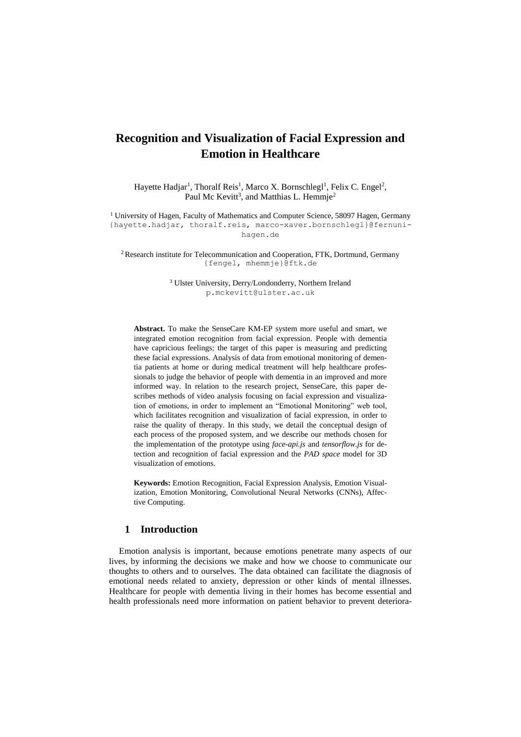# Recognition and Visualization of Facial Expression and Emotion in Healthcare

Hayette Hadjar[1], Thoralf Reis[1], Marco X. Bornschlegl[1], Felix C. Engel[2], Paul Mc Kevitt[3], and Matthias L. Hemmje[2]

[1] University of Hagen, Faculty of Mathematics and Computer Science, 58097 Hagen, Germany
{hayette.hadjar, thoralf.reis, marco-xaver.bornschlegl}@fernuni-hagen.de

[2] Research institute for Telecommunication and Cooperation, FTK, Dortmund, Germany
{fengel, mhemmje}@ftk.de

[3] Ulster University, Derry/Londonderry, Northern Ireland
p.mckevitt@ulster.ac.uk

**Abstract.** To make the SenseCare KM-EP system more useful and smart, we integrated emotion recognition from facial expression. People with dementia have capricious feelings; the target of this paper is measuring and predicting these facial expressions. Analysis of data from emotional monitoring of dementia patients at home or during medical treatment will help healthcare professionals to judge the behavior of people with dementia in an improved and more informed way. In relation to the research project, SenseCare, this paper describes methods of video analysis focusing on facial expression and visualization of emotions, in order to implement an "Emotional Monitoring" web tool, which facilitates recognition and visualization of facial expression, in order to raise the quality of therapy. In this study, we detail the conceptual design of each process of the proposed system, and we describe our methods chosen for the implementation of the prototype using *face-api.js* and *tensorflow.js* for detection and recognition of facial expression and the *PAD space* model for 3D visualization of emotions.

**Keywords:** Emotion Recognition, Facial Expression Analysis, Emotion Visualization, Emotion Monitoring, Convolutional Neural Networks (CNNs), Affective Computing.

## 1 Introduction

Emotion analysis is important, because emotions penetrate many aspects of our lives, by informing the decisions we make and how we choose to communicate our thoughts to others and to ourselves. The data obtained can facilitate the diagnosis of emotional needs related to anxiety, depression or other kinds of mental illnesses. Healthcare for people with dementia living in their homes has become essential and health professionals need more information on patient behavior to prevent deteriora-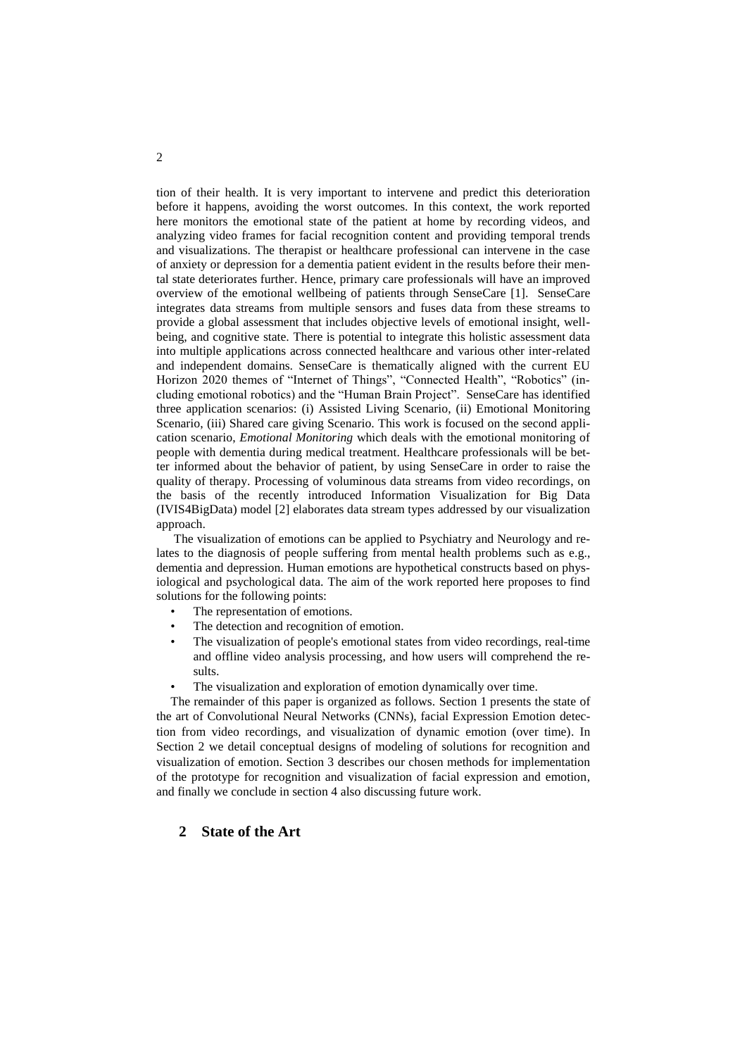tion of their health. It is very important to intervene and predict this deterioration before it happens, avoiding the worst outcomes. In this context, the work reported here monitors the emotional state of the patient at home by recording videos, and analyzing video frames for facial recognition content and providing temporal trends and visualizations. The therapist or healthcare professional can intervene in the case of anxiety or depression for a dementia patient evident in the results before their mental state deteriorates further. Hence, primary care professionals will have an improved overview of the emotional wellbeing of patients through SenseCare [1]. SenseCare integrates data streams from multiple sensors and fuses data from these streams to provide a global assessment that includes objective levels of emotional insight, well-being, and cognitive state. There is potential to integrate this holistic assessment data into multiple applications across connected healthcare and various other inter-related and independent domains. SenseCare is thematically aligned with the current EU Horizon 2020 themes of "Internet of Things", "Connected Health", "Robotics" (including emotional robotics) and the "Human Brain Project". SenseCare has identified three application scenarios: (i) Assisted Living Scenario, (ii) Emotional Monitoring Scenario, (iii) Shared care giving Scenario. This work is focused on the second application scenario, *Emotional Monitoring* which deals with the emotional monitoring of people with dementia during medical treatment. Healthcare professionals will be better informed about the behavior of patient, by using SenseCare in order to raise the quality of therapy. Processing of voluminous data streams from video recordings, on the basis of the recently introduced Information Visualization for Big Data (IVIS4BigData) model [2] elaborates data stream types addressed by our visualization approach.

The visualization of emotions can be applied to Psychiatry and Neurology and relates to the diagnosis of people suffering from mental health problems such as e.g., dementia and depression. Human emotions are hypothetical constructs based on physiological and psychological data. The aim of the work reported here proposes to find solutions for the following points:

- The representation of emotions.
- The detection and recognition of emotion.
- The visualization of people's emotional states from video recordings, real-time and offline video analysis processing, and how users will comprehend the results.
- The visualization and exploration of emotion dynamically over time.

The remainder of this paper is organized as follows. Section 1 presents the state of the art of Convolutional Neural Networks (CNNs), facial Expression Emotion detection from video recordings, and visualization of dynamic emotion (over time). In Section 2 we detail conceptual designs of modeling of solutions for recognition and visualization of emotion. Section 3 describes our chosen methods for implementation of the prototype for recognition and visualization of facial expression and emotion, and finally we conclude in section 4 also discussing future work.

## 2 State of the Art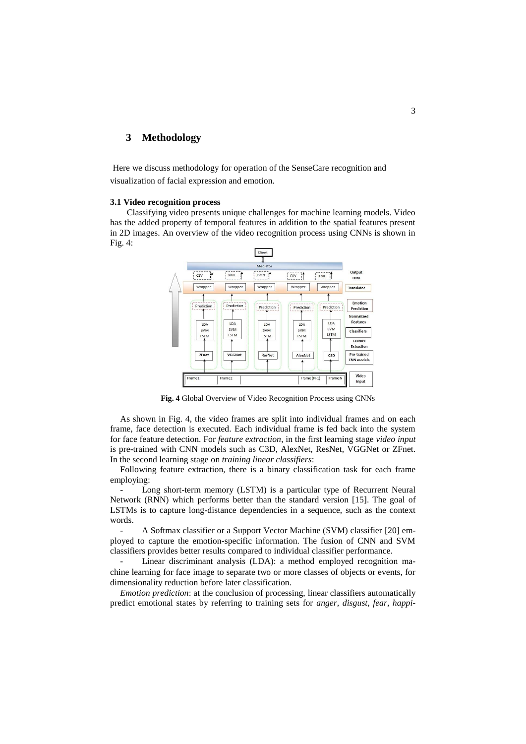## 3 Methodology

Here we discuss methodology for operation of the SenseCare recognition and visualization of facial expression and emotion.

### 3.1 Video recognition process

Classifying video presents unique challenges for machine learning models. Video has the added property of temporal features in addition to the spatial features present in 2D images. An overview of the video recognition process using CNNs is shown in Fig. 4:

**Fig. 4** Global Overview of Video Recognition Process using CNNs

As shown in Fig. 4, the video frames are split into individual frames and on each frame, face detection is executed. Each individual frame is fed back into the system for face feature detection. For *feature extraction*, in the first learning stage *video input* is pre-trained with CNN models such as C3D, AlexNet, ResNet, VGGNet or ZFnet. In the second learning stage on *training linear classifiers*:

Following feature extraction, there is a binary classification task for each frame employing:

- Long short-term memory (LSTM) is a particular type of Recurrent Neural Network (RNN) which performs better than the standard version [15]. The goal of LSTMs is to capture long-distance dependencies in a sequence, such as the context words.
- A Softmax classifier or a Support Vector Machine (SVM) classifier [20] employed to capture the emotion-specific information. The fusion of CNN and SVM classifiers provides better results compared to individual classifier performance.
- Linear discriminant analysis (LDA): a method employed recognition machine learning for face image to separate two or more classes of objects or events, for dimensionality reduction before later classification.

*Emotion prediction*: at the conclusion of processing, linear classifiers automatically predict emotional states by referring to training sets for *anger, disgust, fear, happi-*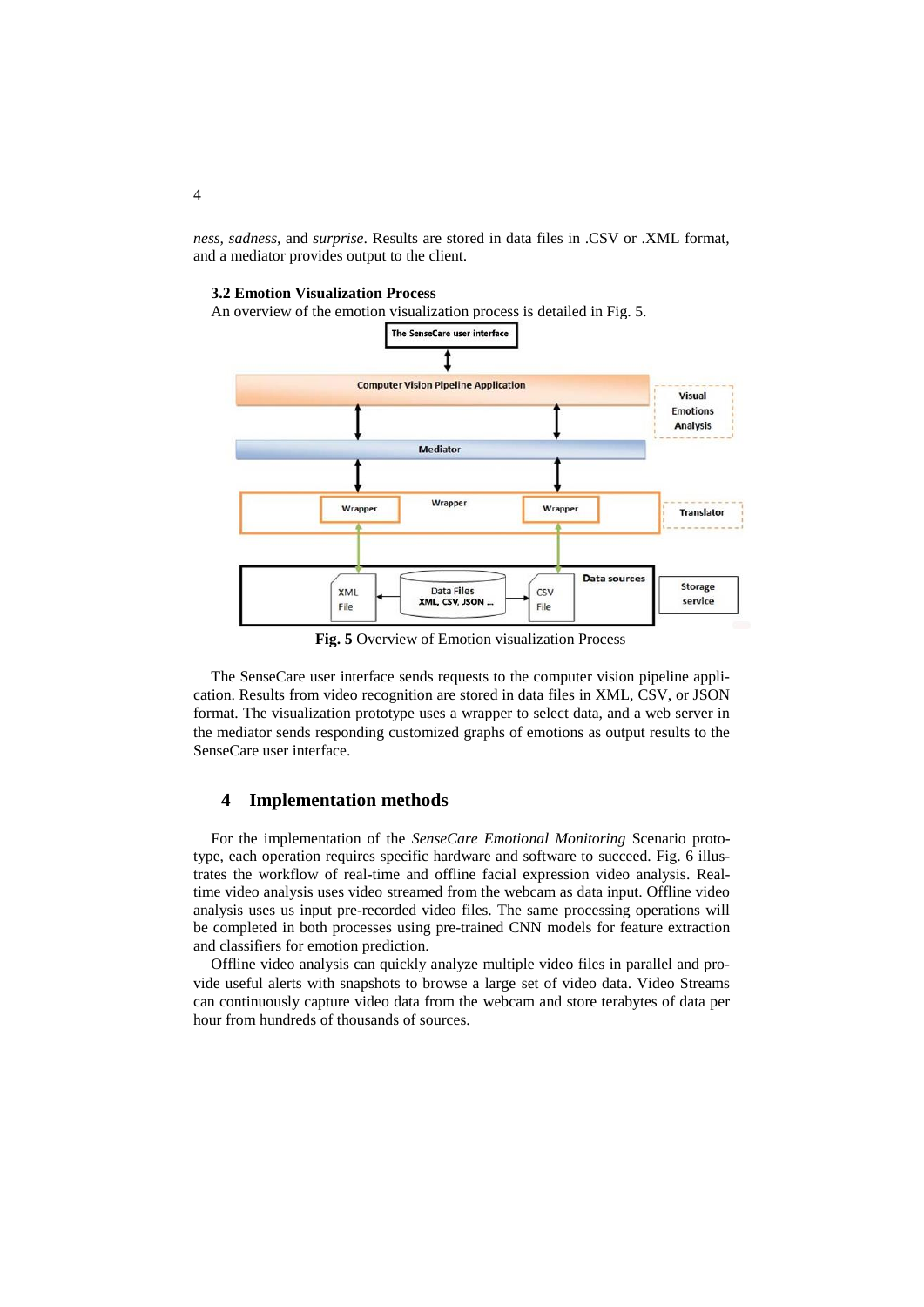*ness*, *sadness*, and *surprise*. Results are stored in data files in .CSV or .XML format, and a mediator provides output to the client.

### 3.2 Emotion Visualization Process

An overview of the emotion visualization process is detailed in Fig. 5.

**Fig. 5** Overview of Emotion visualization Process

The SenseCare user interface sends requests to the computer vision pipeline application. Results from video recognition are stored in data files in XML, CSV, or JSON format. The visualization prototype uses a wrapper to select data, and a web server in the mediator sends responding customized graphs of emotions as output results to the SenseCare user interface.

## 4 Implementation methods

For the implementation of the *SenseCare Emotional Monitoring* Scenario prototype, each operation requires specific hardware and software to succeed. Fig. 6 illustrates the workflow of real-time and offline facial expression video analysis. Real-time video analysis uses video streamed from the webcam as data input. Offline video analysis uses us input pre-recorded video files. The same processing operations will be completed in both processes using pre-trained CNN models for feature extraction and classifiers for emotion prediction.

Offline video analysis can quickly analyze multiple video files in parallel and provide useful alerts with snapshots to browse a large set of video data. Video Streams can continuously capture video data from the webcam and store terabytes of data per hour from hundreds of thousands of sources.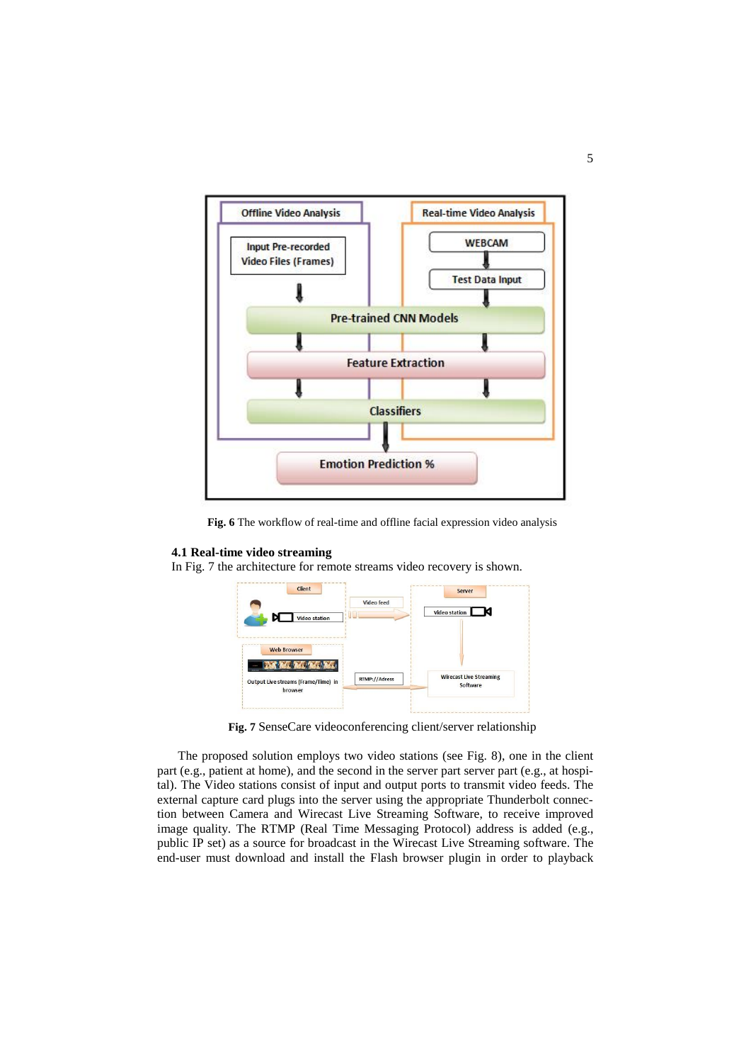Fig. 6 The workflow of real-time and offline facial expression video analysis

### 4.1 Real-time video streaming

In Fig. 7 the architecture for remote streams video recovery is shown.

Fig. 7 SenseCare videoconferencing client/server relationship

The proposed solution employs two video stations (see Fig. 8), one in the client part (e.g., patient at home), and the second in the server part server part (e.g., at hospital). The Video stations consist of input and output ports to transmit video feeds. The external capture card plugs into the server using the appropriate Thunderbolt connection between Camera and Wirecast Live Streaming Software, to receive improved image quality. The RTMP (Real Time Messaging Protocol) address is added (e.g., public IP set) as a source for broadcast in the Wirecast Live Streaming software. The end-user must download and install the Flash browser plugin in order to playback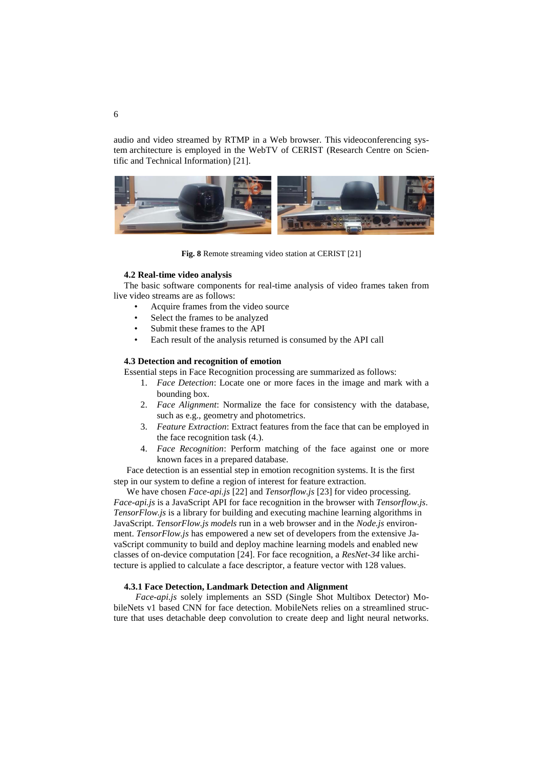audio and video streamed by RTMP in a Web browser. This videoconferencing system architecture is employed in the WebTV of CERIST (Research Centre on Scientific and Technical Information) [21].

**Fig. 8** Remote streaming video station at CERIST [21]

#### 4.2 Real-time video analysis

The basic software components for real-time analysis of video frames taken from live video streams are as follows:

- Acquire frames from the video source
- Select the frames to be analyzed
- Submit these frames to the API
- Each result of the analysis returned is consumed by the API call

#### 4.3 Detection and recognition of emotion

Essential steps in Face Recognition processing are summarized as follows:

1. *Face Detection*: Locate one or more faces in the image and mark with a bounding box.
2. *Face Alignment*: Normalize the face for consistency with the database, such as e.g., geometry and photometrics.
3. *Feature Extraction*: Extract features from the face that can be employed in the face recognition task (4.).
4. *Face Recognition*: Perform matching of the face against one or more known faces in a prepared database.

Face detection is an essential step in emotion recognition systems. It is the first step in our system to define a region of interest for feature extraction.

We have chosen *Face-api.js* [22] and *Tensorflow.js* [23] for video processing. *Face-api.js* is a JavaScript API for face recognition in the browser with *Tensorflow.js*. *TensorFlow.js* is a library for building and executing machine learning algorithms in JavaScript. *TensorFlow.js models* run in a web browser and in the *Node.js* environment. *TensorFlow.js* has empowered a new set of developers from the extensive JavaScript community to build and deploy machine learning models and enabled new classes of on-device computation [24]. For face recognition, a *ResNet-34* like architecture is applied to calculate a face descriptor, a feature vector with 128 values.

#### 4.3.1 Face Detection, Landmark Detection and Alignment

*Face-api.js* solely implements an SSD (Single Shot Multibox Detector) MobileNets v1 based CNN for face detection. MobileNets relies on a streamlined structure that uses detachable deep convolution to create deep and light neural networks.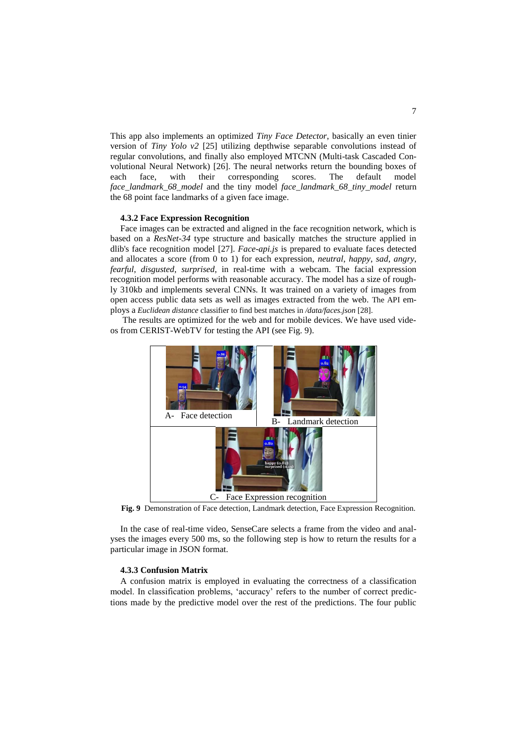This app also implements an optimized *Tiny Face Detector*, basically an even tinier version of *Tiny Yolo v2* [25] utilizing depthwise separable convolutions instead of regular convolutions, and finally also employed MTCNN (Multi-task Cascaded Convolutional Neural Network) [26]. The neural networks return the bounding boxes of each face, with their corresponding scores. The default model *face_landmark_68_model* and the tiny model *face_landmark_68_tiny_model* return the 68 point face landmarks of a given face image.

### 4.3.2 Face Expression Recognition

Face images can be extracted and aligned in the face recognition network, which is based on a *ResNet-34* type structure and basically matches the structure applied in dlib's face recognition model [27]. *Face-api.js* is prepared to evaluate faces detected and allocates a score (from 0 to 1) for each expression, *neutral*, *happy*, *sad*, *angry*, *fearful*, *disgusted*, *surprised*, in real-time with a webcam. The facial expression recognition model performs with reasonable accuracy. The model has a size of roughly 310kb and implements several CNNs. It was trained on a variety of images from open access public data sets as well as images extracted from the web. The API employs a *Euclidean distance* classifier to find best matches in */data/faces.json* [28].

The results are optimized for the web and for mobile devices. We have used videos from CERIST-WebTV for testing the API (see Fig. 9).

A- Face detection

B- Landmark detection

C- Face Expression recognition

**Fig. 9** Demonstration of Face detection, Landmark detection, Face Expression Recognition.

In the case of real-time video, SenseCare selects a frame from the video and analyses the images every 500 ms, so the following step is how to return the results for a particular image in JSON format.

### 4.3.3 Confusion Matrix

A confusion matrix is employed in evaluating the correctness of a classification model. In classification problems, 'accuracy' refers to the number of correct predictions made by the predictive model over the rest of the predictions. The four public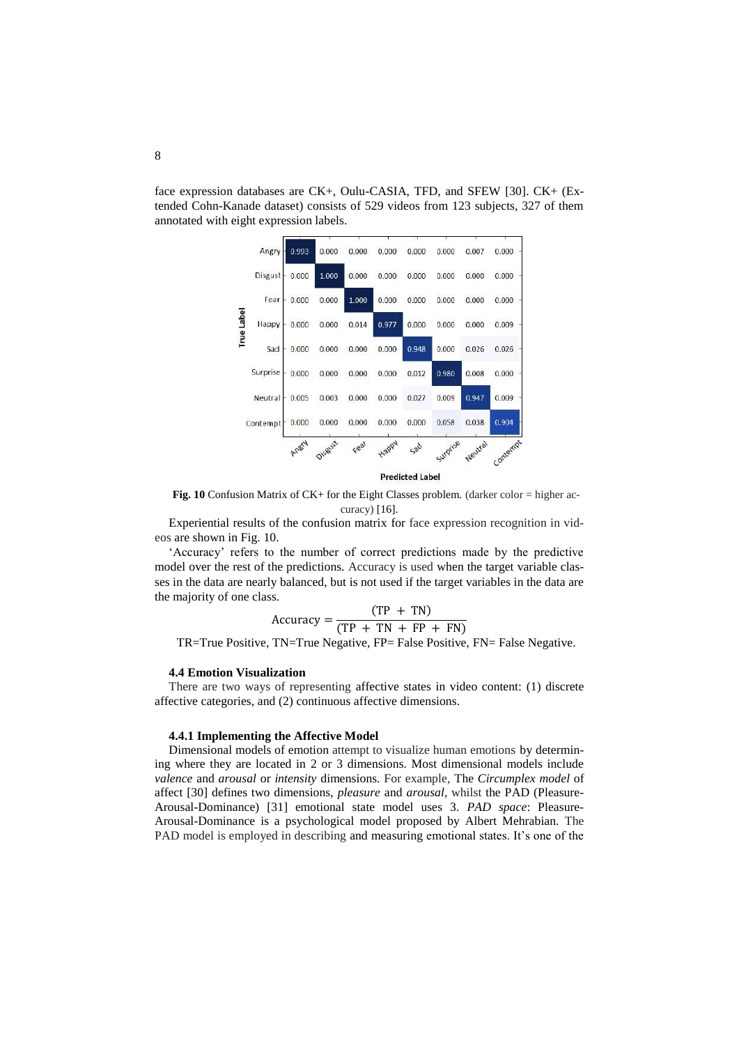face expression databases are CK+, Oulu-CASIA, TFD, and SFEW [30]. CK+ (Extended Cohn-Kanade dataset) consists of 529 videos from 123 subjects, 327 of them annotated with eight expression labels.

| True Label \ Predicted Label | Angry | Disgust | Fear | Happy | Sad | Surprise | Neutral | Contempt |
|---|---|---|---|---|---|---|---|---|
| Angry | 0.993 | 0.000 | 0.000 | 0.000 | 0.000 | 0.000 | 0.007 | 0.000 |
| Disgust | 0.000 | 1.000 | 0.000 | 0.000 | 0.000 | 0.000 | 0.000 | 0.000 |
| Fear | 0.000 | 0.000 | 1.000 | 0.000 | 0.000 | 0.000 | 0.000 | 0.000 |
| Happy | 0.000 | 0.000 | 0.014 | 0.977 | 0.000 | 0.000 | 0.000 | 0.009 |
| Sad | 0.000 | 0.000 | 0.000 | 0.000 | 0.948 | 0.000 | 0.026 | 0.026 |
| Surprise | 0.000 | 0.000 | 0.000 | 0.000 | 0.012 | 0.980 | 0.008 | 0.000 |
| Neutral | 0.005 | 0.003 | 0.000 | 0.000 | 0.027 | 0.009 | 0.947 | 0.009 |
| Contempt | 0.000 | 0.000 | 0.000 | 0.000 | 0.000 | 0.058 | 0.038 | 0.904 |

**Fig. 10** Confusion Matrix of CK+ for the Eight Classes problem. (darker color = higher accuracy) [16].

Experiential results of the confusion matrix for face expression recognition in videos are shown in Fig. 10.

'Accuracy' refers to the number of correct predictions made by the predictive model over the rest of the predictions. Accuracy is used when the target variable classes in the data are nearly balanced, but is not used if the target variables in the data are the majority of one class.

$$\text{Accuracy} = \frac{(\text{TP} + \text{TN})}{(\text{TP} + \text{TN} + \text{FP} + \text{FN})}$$

TR=True Positive, TN=True Negative, FP= False Positive, FN= False Negative.

### 4.4 Emotion Visualization

There are two ways of representing affective states in video content: (1) discrete affective categories, and (2) continuous affective dimensions.

#### 4.4.1 Implementing the Affective Model

Dimensional models of emotion attempt to visualize human emotions by determining where they are located in 2 or 3 dimensions. Most dimensional models include *valence* and *arousal* or *intensity* dimensions. For example, The *Circumplex model* of affect [30] defines two dimensions, *pleasure* and *arousal*, whilst the PAD (Pleasure-Arousal-Dominance) [31] emotional state model uses 3. *PAD space*: Pleasure-Arousal-Dominance is a psychological model proposed by Albert Mehrabian. The PAD model is employed in describing and measuring emotional states. It's one of the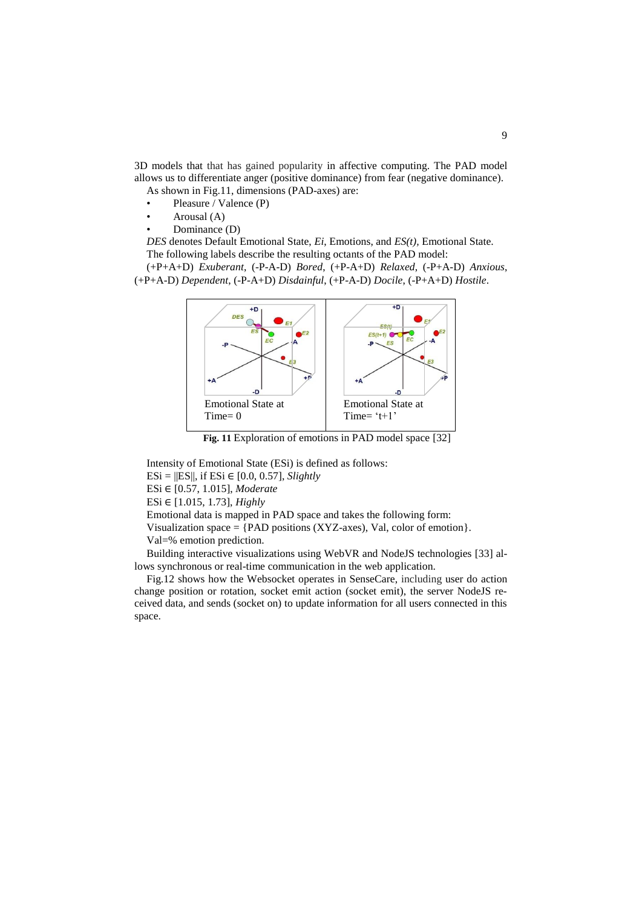3D models that that has gained popularity in affective computing. The PAD model allows us to differentiate anger (positive dominance) from fear (negative dominance).

As shown in Fig.11, dimensions (PAD-axes) are:

- Pleasure / Valence (P)
- Arousal (A)
- Dominance (D)

*DES* denotes Default Emotional State, *Ei,* Emotions, and *ES(t),* Emotional State.

The following labels describe the resulting octants of the PAD model:

(+P+A+D) *Exuberant*, (-P-A-D) *Bored*, (+P-A+D) *Relaxed*, (-P+A-D) *Anxious*, (+P+A-D) *Dependent*, (-P-A+D) *Disdainful*, (+P-A-D) *Docile*, (-P+A+D) *Hostile*.

| Emotional State at Time= 0 | Emotional State at Time= 't+1' |
| --- | --- |

**Fig. 11** Exploration of emotions in PAD model space [32]

Intensity of Emotional State (ESi) is defined as follows:

ESi = ||ES||, if ESi ∈ [0.0, 0.57], *Slightly*

ESi ∈ [0.57, 1.015], *Moderate*

ESi ∈ [1.015, 1.73], *Highly*

Emotional data is mapped in PAD space and takes the following form:

Visualization space = {PAD positions (XYZ-axes), Val, color of emotion}.

Val=% emotion prediction.

Building interactive visualizations using WebVR and NodeJS technologies [33] allows synchronous or real-time communication in the web application.

Fig.12 shows how the Websocket operates in SenseCare, including user do action change position or rotation, socket emit action (socket emit), the server NodeJS received data, and sends (socket on) to update information for all users connected in this space.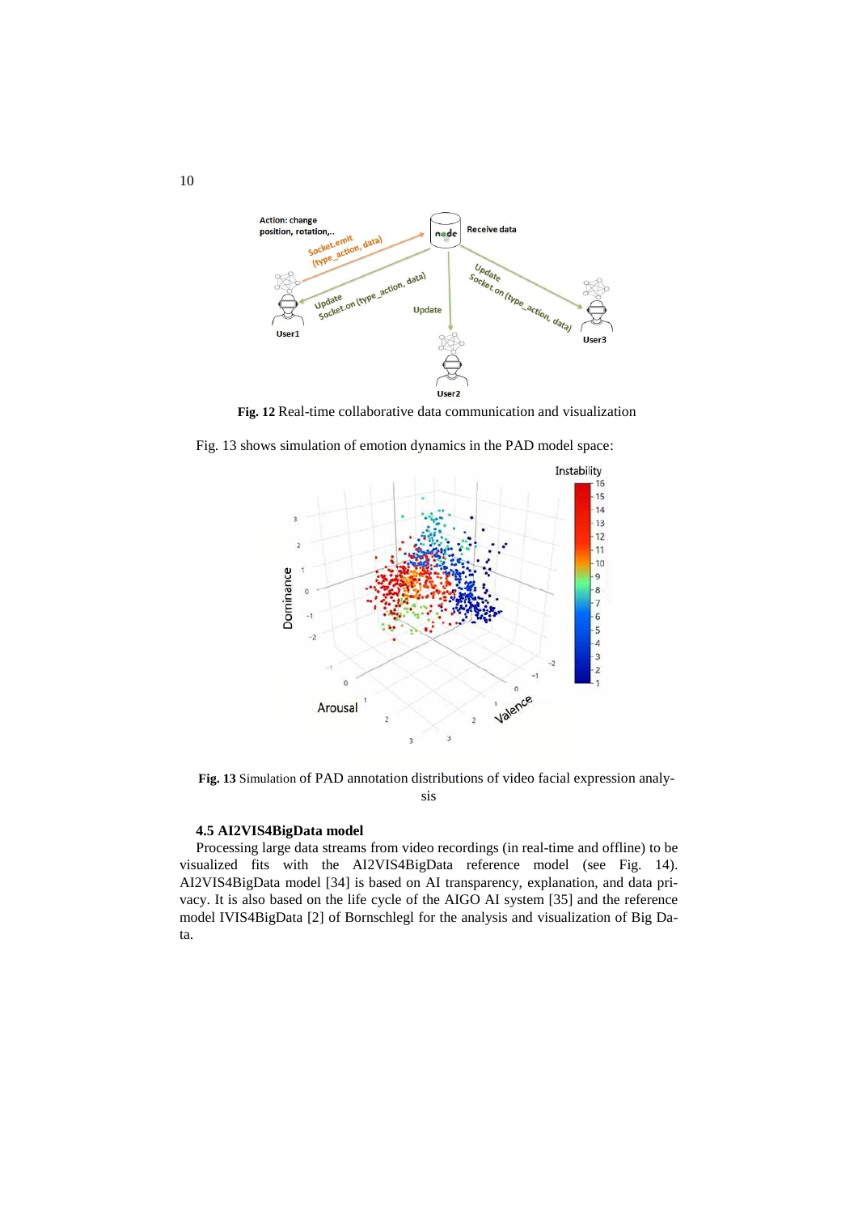**Fig. 12** Real-time collaborative data communication and visualization

Fig. 13 shows simulation of emotion dynamics in the PAD model space:

**Fig. 13** Simulation of PAD annotation distributions of video facial expression analysis

### 4.5 AI2VIS4BigData model

Processing large data streams from video recordings (in real-time and offline) to be visualized fits with the AI2VIS4BigData reference model (see Fig. 14). AI2VIS4BigData model [34] is based on AI transparency, explanation, and data privacy. It is also based on the life cycle of the AIGO AI system [35] and the reference model IVIS4BigData [2] of Bornschlegl for the analysis and visualization of Big Data.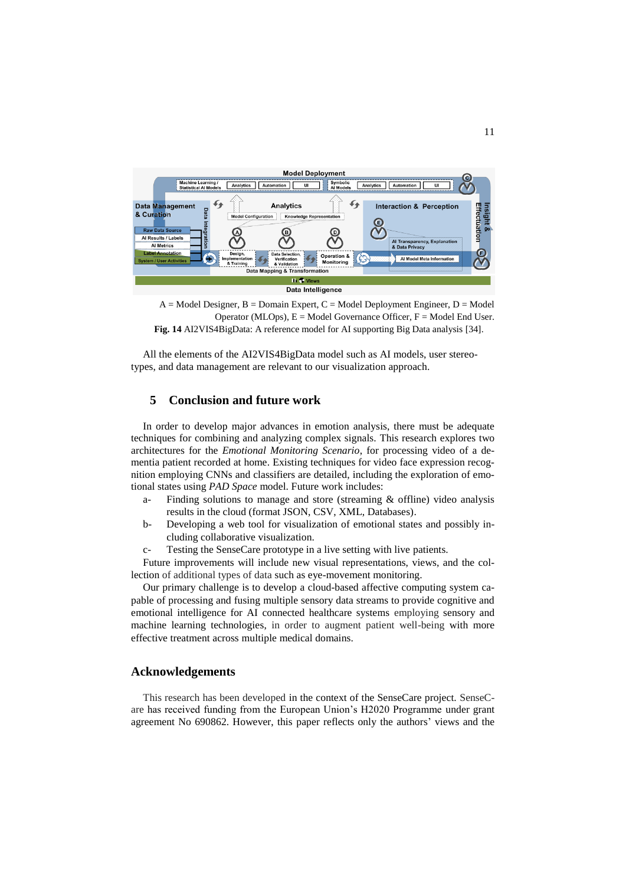A = Model Designer, B = Domain Expert, C = Model Deployment Engineer, D = Model Operator (MLOps), E = Model Governance Officer, F = Model End User.

**Fig. 14** AI2VIS4BigData: A reference model for AI supporting Big Data analysis [34].

All the elements of the AI2VIS4BigData model such as AI models, user stereotypes, and data management are relevant to our visualization approach.

## 5 Conclusion and future work

In order to develop major advances in emotion analysis, there must be adequate techniques for combining and analyzing complex signals. This research explores two architectures for the *Emotional Monitoring Scenario*, for processing video of a dementia patient recorded at home. Existing techniques for video face expression recognition employing CNNs and classifiers are detailed, including the exploration of emotional states using *PAD Space* model. Future work includes:

a- Finding solutions to manage and store (streaming & offline) video analysis results in the cloud (format JSON, CSV, XML, Databases).

b- Developing a web tool for visualization of emotional states and possibly including collaborative visualization.

c- Testing the SenseCare prototype in a live setting with live patients.

Future improvements will include new visual representations, views, and the collection of additional types of data such as eye-movement monitoring.

Our primary challenge is to develop a cloud-based affective computing system capable of processing and fusing multiple sensory data streams to provide cognitive and emotional intelligence for AI connected healthcare systems employing sensory and machine learning technologies, in order to augment patient well-being with more effective treatment across multiple medical domains.

## Acknowledgements

This research has been developed in the context of the SenseCare project. SenseCare has received funding from the European Union's H2020 Programme under grant agreement No 690862. However, this paper reflects only the authors' views and the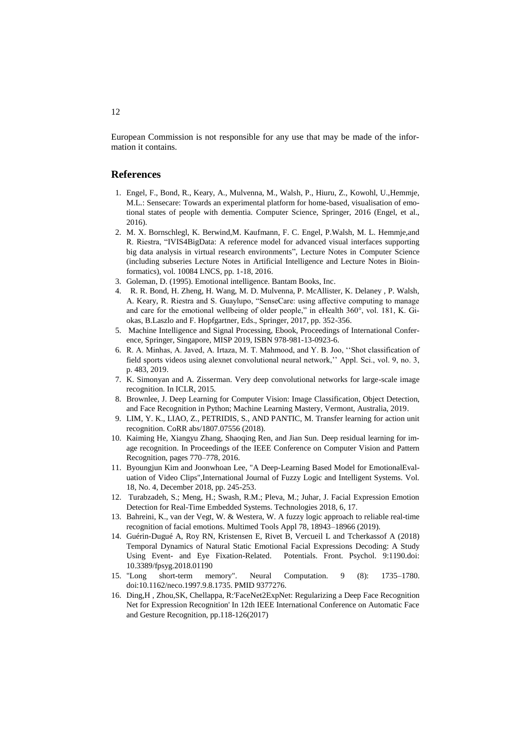European Commission is not responsible for any use that may be made of the information it contains.

## References

1. Engel, F., Bond, R., Keary, A., Mulvenna, M., Walsh, P., Hiuru, Z., Kowohl, U.,Hemmje, M.L.: Sensecare: Towards an experimental platform for home-based, visualisation of emotional states of people with dementia. Computer Science, Springer, 2016 (Engel, et al., 2016).
2. M. X. Bornschlegl, K. Berwind,M. Kaufmann, F. C. Engel, P.Walsh, M. L. Hemmje,and R. Riestra, "IVIS4BigData: A reference model for advanced visual interfaces supporting big data analysis in virtual research environments", Lecture Notes in Computer Science (including subseries Lecture Notes in Artificial Intelligence and Lecture Notes in Bioinformatics), vol. 10084 LNCS, pp. 1-18, 2016.
3. Goleman, D. (1995). Emotional intelligence. Bantam Books, Inc.
4. R. R. Bond, H. Zheng, H. Wang, M. D. Mulvenna, P. McAllister, K. Delaney , P. Walsh, A. Keary, R. Riestra and S. Guaylupo, "SenseCare: using affective computing to manage and care for the emotional wellbeing of older people," in eHealth 360°, vol. 181, K. Giokas, B.Laszlo and F. Hopfgartner, Eds., Springer, 2017, pp. 352-356.
5. Machine Intelligence and Signal Processing, Ebook, Proceedings of International Conference, Springer, Singapore, MISP 2019, ISBN 978-981-13-0923-6.
6. R. A. Minhas, A. Javed, A. Irtaza, M. T. Mahmood, and Y. B. Joo, ''Shot classification of field sports videos using alexnet convolutional neural network,'' Appl. Sci., vol. 9, no. 3, p. 483, 2019.
7. K. Simonyan and A. Zisserman. Very deep convolutional networks for large-scale image recognition. In ICLR, 2015.
8. Brownlee, J. Deep Learning for Computer Vision: Image Classification, Object Detection, and Face Recognition in Python; Machine Learning Mastery, Vermont, Australia, 2019.
9. LIM, Y. K., LIAO, Z., PETRIDIS, S., AND PANTIC, M. Transfer learning for action unit recognition. CoRR abs/1807.07556 (2018).
10. Kaiming He, Xiangyu Zhang, Shaoqing Ren, and Jian Sun. Deep residual learning for image recognition. In Proceedings of the IEEE Conference on Computer Vision and Pattern Recognition, pages 770–778, 2016.
11. Byoungjun Kim and Joonwhoan Lee, "A Deep-Learning Based Model for EmotionalEvaluation of Video Clips",International Journal of Fuzzy Logic and Intelligent Systems. Vol. 18, No. 4, December 2018, pp. 245-253.
12. Turabzadeh, S.; Meng, H.; Swash, R.M.; Pleva, M.; Juhar, J. Facial Expression Emotion Detection for Real-Time Embedded Systems. Technologies 2018, 6, 17.
13. Bahreini, K., van der Vegt, W. & Westera, W. A fuzzy logic approach to reliable real-time recognition of facial emotions. Multimed Tools Appl 78, 18943–18966 (2019).
14. Guérin-Dugué A, Roy RN, Kristensen E, Rivet B, Vercueil L and Tcherkassof A (2018) Temporal Dynamics of Natural Static Emotional Facial Expressions Decoding: A Study Using Event- and Eye Fixation-Related Potentials. Front. Psychol. 9:1190.doi: 10.3389/fpsyg.2018.01190
15. "Long short-term memory". Neural Computation. 9 (8): 1735–1780. doi:10.1162/neco.1997.9.8.1735. PMID 9377276.
16. Ding,H , Zhou,SK, Chellappa, R:'FaceNet2ExpNet: Regularizing a Deep Face Recognition Net for Expression Recognition' In 12th IEEE International Conference on Automatic Face and Gesture Recognition, pp.118-126(2017)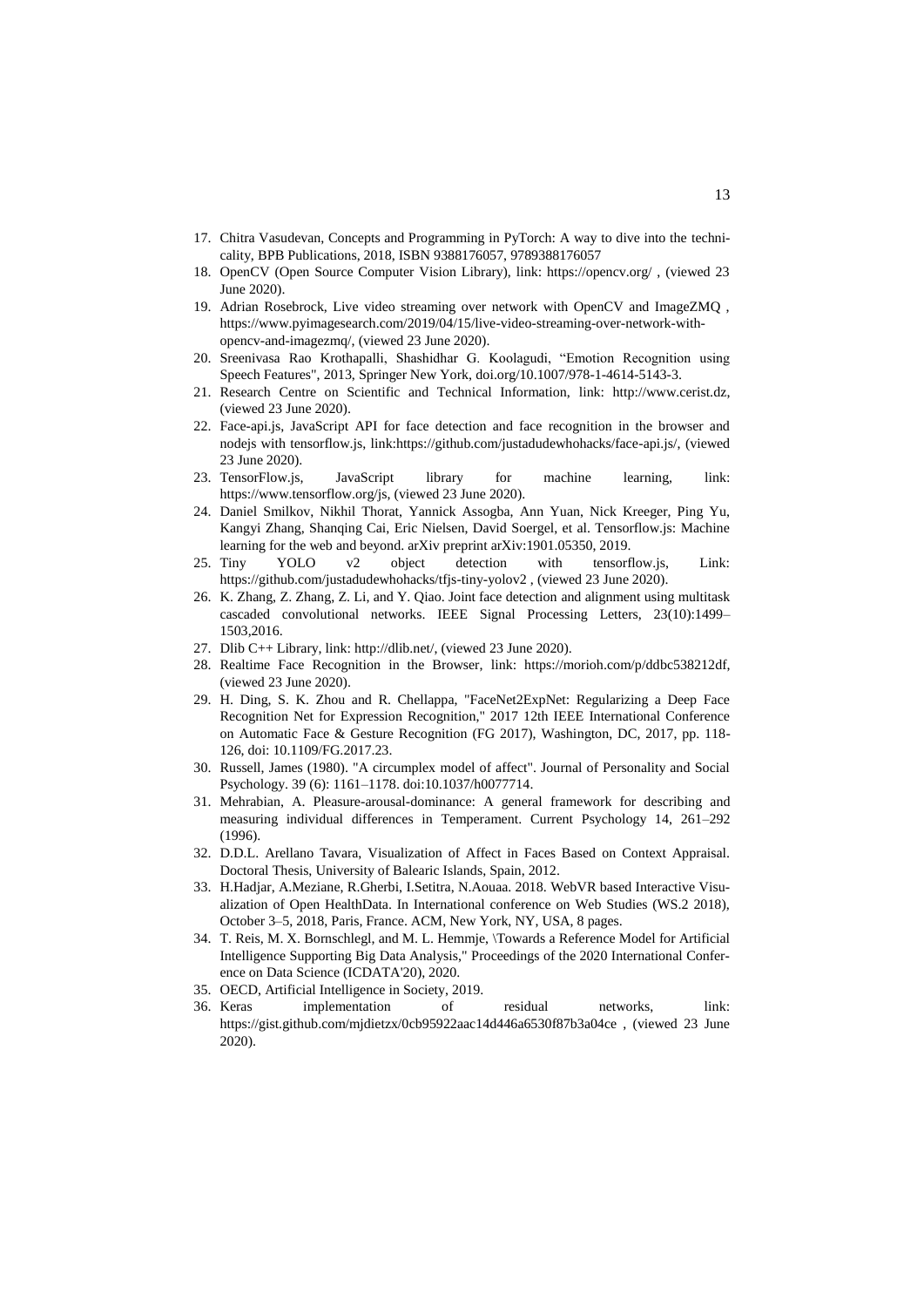17. Chitra Vasudevan, Concepts and Programming in PyTorch: A way to dive into the technicality, BPB Publications, 2018, ISBN 9388176057, 9789388176057
18. OpenCV (Open Source Computer Vision Library), link: https://opencv.org/ , (viewed 23 June 2020).
19. Adrian Rosebrock, Live video streaming over network with OpenCV and ImageZMQ , https://www.pyimagesearch.com/2019/04/15/live-video-streaming-over-network-with-opencv-and-imagezmq/, (viewed 23 June 2020).
20. Sreenivasa Rao Krothapalli, Shashidhar G. Koolagudi, "Emotion Recognition using Speech Features", 2013, Springer New York, doi.org/10.1007/978-1-4614-5143-3.
21. Research Centre on Scientific and Technical Information, link: http://www.cerist.dz, (viewed 23 June 2020).
22. Face-api.js, JavaScript API for face detection and face recognition in the browser and nodejs with tensorflow.js, link:https://github.com/justadudewhohacks/face-api.js/, (viewed 23 June 2020).
23. TensorFlow.js, JavaScript library for machine learning, link: https://www.tensorflow.org/js, (viewed 23 June 2020).
24. Daniel Smilkov, Nikhil Thorat, Yannick Assogba, Ann Yuan, Nick Kreeger, Ping Yu, Kangyi Zhang, Shanqing Cai, Eric Nielsen, David Soergel, et al. Tensorflow.js: Machine learning for the web and beyond. arXiv preprint arXiv:1901.05350, 2019.
25. Tiny YOLO v2 object detection with tensorflow.js, Link: https://github.com/justadudewhohacks/tfjs-tiny-yolov2 , (viewed 23 June 2020).
26. K. Zhang, Z. Zhang, Z. Li, and Y. Qiao. Joint face detection and alignment using multitask cascaded convolutional networks. IEEE Signal Processing Letters, 23(10):1499–1503,2016.
27. Dlib C++ Library, link: http://dlib.net/, (viewed 23 June 2020).
28. Realtime Face Recognition in the Browser, link: https://morioh.com/p/ddbc538212df, (viewed 23 June 2020).
29. H. Ding, S. K. Zhou and R. Chellappa, "FaceNet2ExpNet: Regularizing a Deep Face Recognition Net for Expression Recognition," 2017 12th IEEE International Conference on Automatic Face & Gesture Recognition (FG 2017), Washington, DC, 2017, pp. 118-126, doi: 10.1109/FG.2017.23.
30. Russell, James (1980). "A circumplex model of affect". Journal of Personality and Social Psychology. 39 (6): 1161–1178. doi:10.1037/h0077714.
31. Mehrabian, A. Pleasure-arousal-dominance: A general framework for describing and measuring individual differences in Temperament. Current Psychology 14, 261–292 (1996).
32. D.D.L. Arellano Tavara, Visualization of Affect in Faces Based on Context Appraisal. Doctoral Thesis, University of Balearic Islands, Spain, 2012.
33. H.Hadjar, A.Meziane, R.Gherbi, I.Setitra, N.Aouaa. 2018. WebVR based Interactive Visualization of Open HealthData. In International conference on Web Studies (WS.2 2018), October 3–5, 2018, Paris, France. ACM, New York, NY, USA, 8 pages.
34. T. Reis, M. X. Bornschlegl, and M. L. Hemmje, \Towards a Reference Model for Artificial Intelligence Supporting Big Data Analysis," Proceedings of the 2020 International Conference on Data Science (ICDATA'20), 2020.
35. OECD, Artificial Intelligence in Society, 2019.
36. Keras implementation of residual networks, link: https://gist.github.com/mjdietzx/0cb95922aac14d446a6530f87b3a04ce , (viewed 23 June 2020).